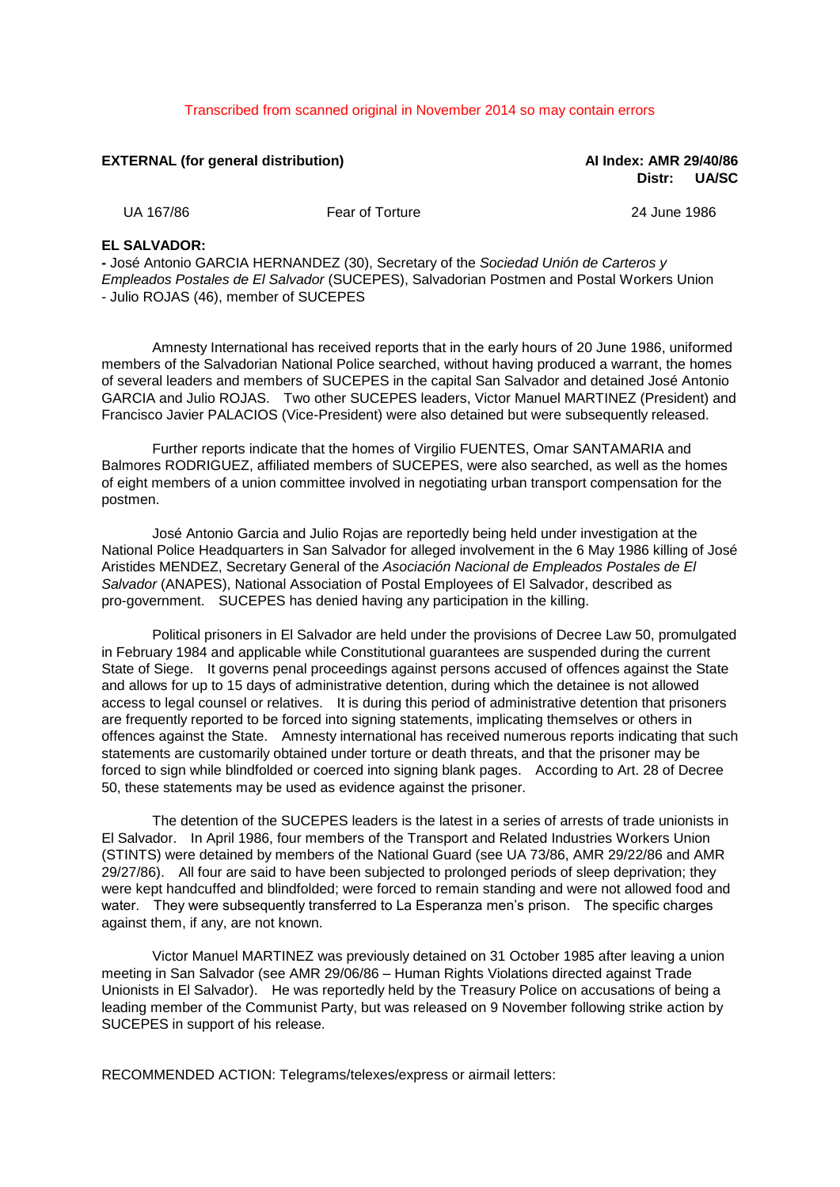Transcribed from scanned original in November 2014 so may contain errors

**EXTERNAL (for general distribution)** **AI Index: AMR 29/40/86**
**Distr: UA/SC**

UA 167/86 Fear of Torture 24 June 1986

**EL SALVADOR:**
**-** José Antonio GARCIA HERNANDEZ (30), Secretary of the *Sociedad Unión de Carteros y Empleados Postales de El Salvador* (SUCEPES), Salvadorian Postmen and Postal Workers Union
- Julio ROJAS (46), member of SUCEPES

Amnesty International has received reports that in the early hours of 20 June 1986, uniformed members of the Salvadorian National Police searched, without having produced a warrant, the homes of several leaders and members of SUCEPES in the capital San Salvador and detained José Antonio GARCIA and Julio ROJAS. Two other SUCEPES leaders, Victor Manuel MARTINEZ (President) and Francisco Javier PALACIOS (Vice-President) were also detained but were subsequently released.

Further reports indicate that the homes of Virgilio FUENTES, Omar SANTAMARIA and Balmores RODRIGUEZ, affiliated members of SUCEPES, were also searched, as well as the homes of eight members of a union committee involved in negotiating urban transport compensation for the postmen.

José Antonio Garcia and Julio Rojas are reportedly being held under investigation at the National Police Headquarters in San Salvador for alleged involvement in the 6 May 1986 killing of José Aristides MENDEZ, Secretary General of the *Asociación Nacional de Empleados Postales de El Salvador* (ANAPES), National Association of Postal Employees of El Salvador, described as pro-government. SUCEPES has denied having any participation in the killing.

Political prisoners in El Salvador are held under the provisions of Decree Law 50, promulgated in February 1984 and applicable while Constitutional guarantees are suspended during the current State of Siege. It governs penal proceedings against persons accused of offences against the State and allows for up to 15 days of administrative detention, during which the detainee is not allowed access to legal counsel or relatives. It is during this period of administrative detention that prisoners are frequently reported to be forced into signing statements, implicating themselves or others in offences against the State. Amnesty international has received numerous reports indicating that such statements are customarily obtained under torture or death threats, and that the prisoner may be forced to sign while blindfolded or coerced into signing blank pages. According to Art. 28 of Decree 50, these statements may be used as evidence against the prisoner.

The detention of the SUCEPES leaders is the latest in a series of arrests of trade unionists in El Salvador. In April 1986, four members of the Transport and Related Industries Workers Union (STINTS) were detained by members of the National Guard (see UA 73/86, AMR 29/22/86 and AMR 29/27/86). All four are said to have been subjected to prolonged periods of sleep deprivation; they were kept handcuffed and blindfolded; were forced to remain standing and were not allowed food and water. They were subsequently transferred to La Esperanza men's prison. The specific charges against them, if any, are not known.

Victor Manuel MARTINEZ was previously detained on 31 October 1985 after leaving a union meeting in San Salvador (see AMR 29/06/86 – Human Rights Violations directed against Trade Unionists in El Salvador). He was reportedly held by the Treasury Police on accusations of being a leading member of the Communist Party, but was released on 9 November following strike action by SUCEPES in support of his release.

RECOMMENDED ACTION: Telegrams/telexes/express or airmail letters: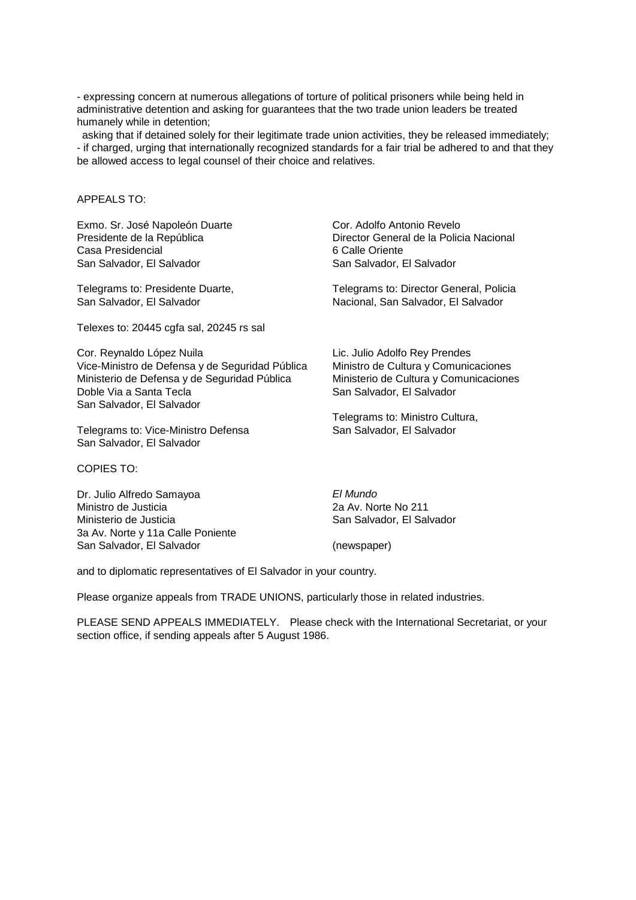- expressing concern at numerous allegations of torture of political prisoners while being held in administrative detention and asking for guarantees that the two trade union leaders be treated humanely while in detention;
 asking that if detained solely for their legitimate trade union activities, they be released immediately;
- if charged, urging that internationally recognized standards for a fair trial be adhered to and that they be allowed access to legal counsel of their choice and relatives.

APPEALS TO:

Exmo. Sr. José Napoleón Duarte
Presidente de la República
Casa Presidencial
San Salvador, El Salvador

Telegrams to: Presidente Duarte,
San Salvador, El Salvador

Telexes to: 20445 cgfa sal, 20245 rs sal

Cor. Adolfo Antonio Revelo
Director General de la Policia Nacional
6 Calle Oriente
San Salvador, El Salvador

Telegrams to: Director General, Policia Nacional, San Salvador, El Salvador

Cor. Reynaldo López Nuila
Vice-Ministro de Defensa y de Seguridad Pública
Ministerio de Defensa y de Seguridad Pública
Doble Via a Santa Tecla
San Salvador, El Salvador

Telegrams to: Vice-Ministro Defensa
San Salvador, El Salvador

Lic. Julio Adolfo Rey Prendes
Ministro de Cultura y Comunicaciones
Ministerio de Cultura y Comunicaciones
San Salvador, El Salvador

Telegrams to: Ministro Cultura,
San Salvador, El Salvador

COPIES TO:

Dr. Julio Alfredo Samayoa
Ministro de Justicia
Ministerio de Justicia
3a Av. Norte y 11a Calle Poniente
San Salvador, El Salvador

*El Mundo*
2a Av. Norte No 211
San Salvador, El Salvador

(newspaper)

and to diplomatic representatives of El Salvador in your country.

Please organize appeals from TRADE UNIONS, particularly those in related industries.

PLEASE SEND APPEALS IMMEDIATELY. Please check with the International Secretariat, or your section office, if sending appeals after 5 August 1986.